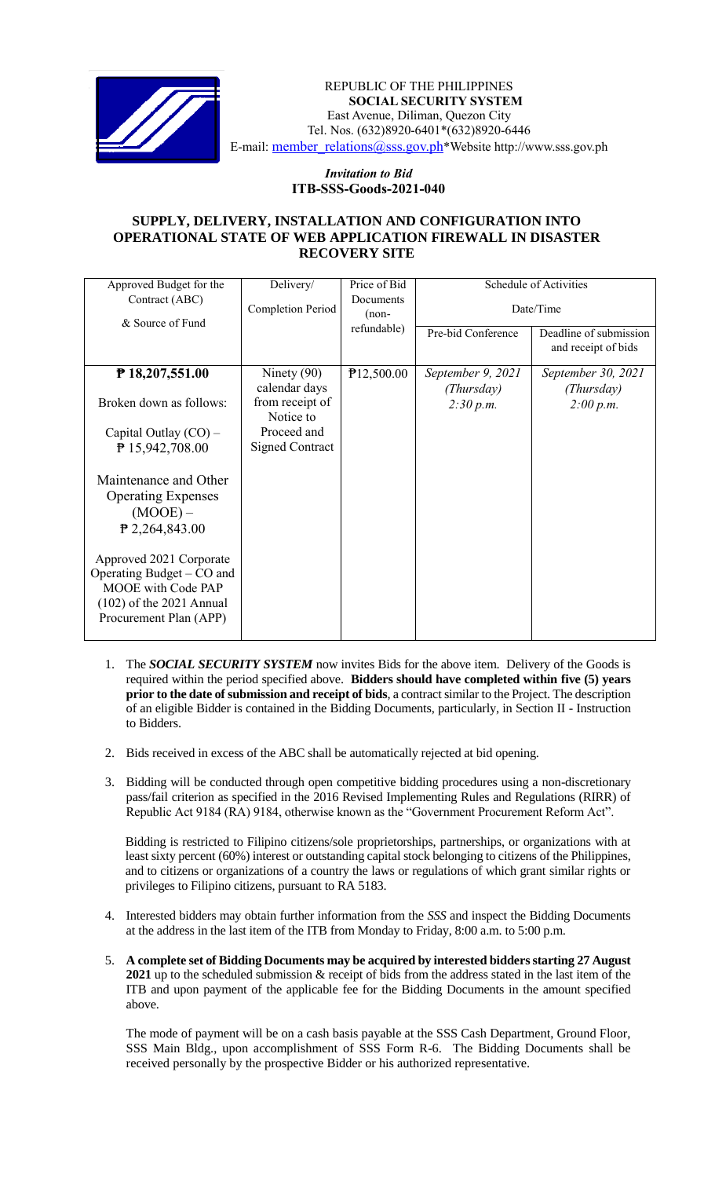REPUBLIC OF THE PHILIPPINES
**SOCIAL SECURITY SYSTEM**
East Avenue, Diliman, Quezon City
Tel. Nos. (632)8920-6401*(632)8920-6446
E-mail: member_relations@sss.gov.ph*Website http://www.sss.gov.ph

*Invitation to Bid*
**ITB-SSS-Goods-2021-040**

## SUPPLY, DELIVERY, INSTALLATION AND CONFIGURATION INTO OPERATIONAL STATE OF WEB APPLICATION FIREWALL IN DISASTER RECOVERY SITE

| Approved Budget for the Contract (ABC) & Source of Fund | Delivery/ Completion Period | Price of Bid Documents (non-refundable) | Schedule of Activities Date/Time | |
|---|---|---|---|---|
| | | | Pre-bid Conference | Deadline of submission and receipt of bids |
| **₱ 18,207,551.00**<br><br>Broken down as follows:<br><br>Capital Outlay (CO) – ₱ 15,942,708.00<br><br>Maintenance and Other Operating Expenses (MOOE) – ₱ 2,264,843.00<br><br>Approved 2021 Corporate Operating Budget – CO and MOOE with Code PAP (102) of the 2021 Annual Procurement Plan (APP) | Ninety (90) calendar days from receipt of Notice to Proceed and Signed Contract | ₱12,500.00 | *September 9, 2021 (Thursday) 2:30 p.m.* | *September 30, 2021 (Thursday) 2:00 p.m.* |

1. The ***SOCIAL SECURITY SYSTEM*** now invites Bids for the above item. Delivery of the Goods is required within the period specified above. **Bidders should have completed within five (5) years prior to the date of submission and receipt of bids**, a contract similar to the Project. The description of an eligible Bidder is contained in the Bidding Documents, particularly, in Section II - Instruction to Bidders.

2. Bids received in excess of the ABC shall be automatically rejected at bid opening.

3. Bidding will be conducted through open competitive bidding procedures using a non-discretionary pass/fail criterion as specified in the 2016 Revised Implementing Rules and Regulations (RIRR) of Republic Act 9184 (RA) 9184, otherwise known as the "Government Procurement Reform Act".

   Bidding is restricted to Filipino citizens/sole proprietorships, partnerships, or organizations with at least sixty percent (60%) interest or outstanding capital stock belonging to citizens of the Philippines, and to citizens or organizations of a country the laws or regulations of which grant similar rights or privileges to Filipino citizens, pursuant to RA 5183.

4. Interested bidders may obtain further information from the *SSS* and inspect the Bidding Documents at the address in the last item of the ITB from Monday to Friday, 8:00 a.m. to 5:00 p.m.

5. **A complete set of Bidding Documents may be acquired by interested bidders starting 27 August 2021** up to the scheduled submission & receipt of bids from the address stated in the last item of the ITB and upon payment of the applicable fee for the Bidding Documents in the amount specified above.

   The mode of payment will be on a cash basis payable at the SSS Cash Department, Ground Floor, SSS Main Bldg., upon accomplishment of SSS Form R-6. The Bidding Documents shall be received personally by the prospective Bidder or his authorized representative.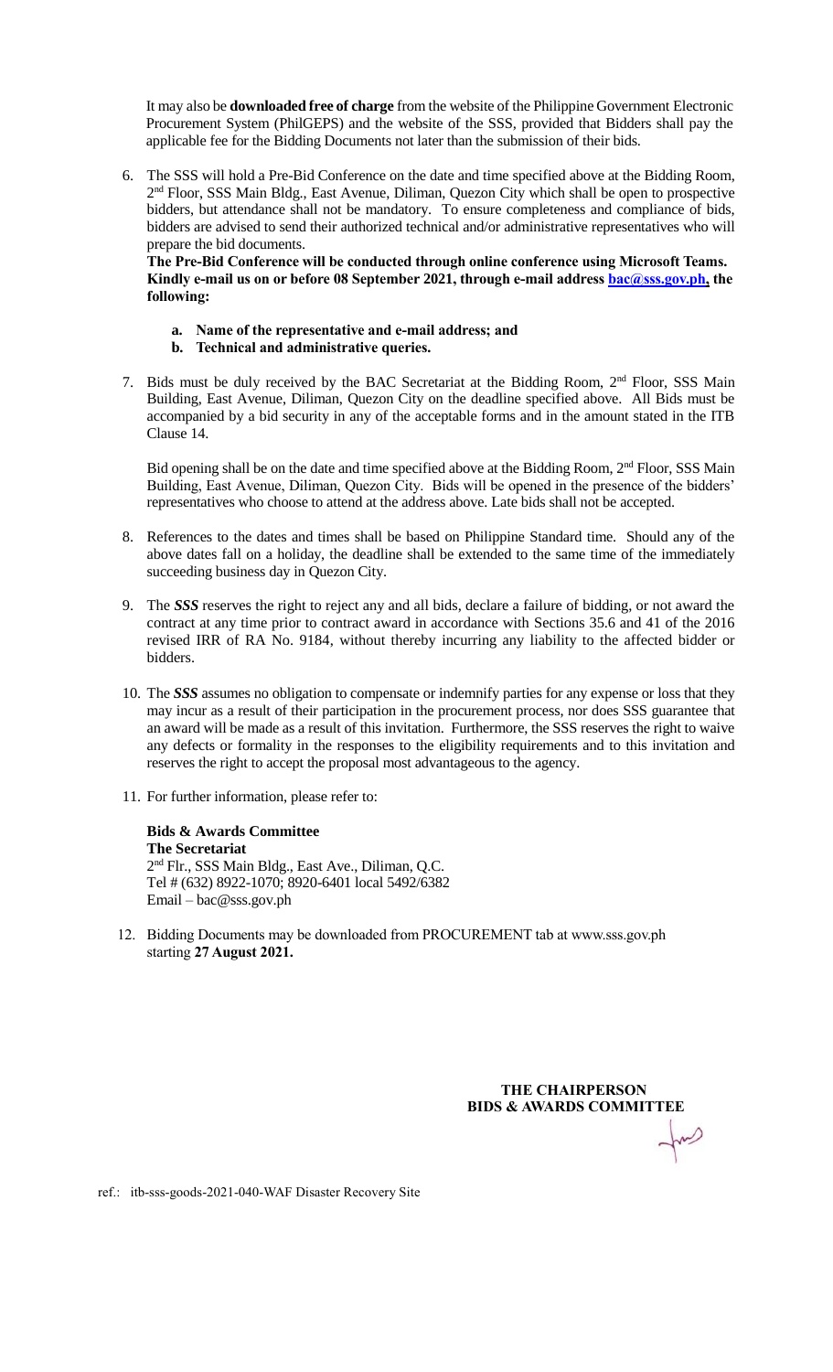It may also be **downloaded free of charge** from the website of the Philippine Government Electronic Procurement System (PhilGEPS) and the website of the SSS, provided that Bidders shall pay the applicable fee for the Bidding Documents not later than the submission of their bids.

6. The SSS will hold a Pre-Bid Conference on the date and time specified above at the Bidding Room, 2nd Floor, SSS Main Bldg., East Avenue, Diliman, Quezon City which shall be open to prospective bidders, but attendance shall not be mandatory. To ensure completeness and compliance of bids, bidders are advised to send their authorized technical and/or administrative representatives who will prepare the bid documents.

   **The Pre-Bid Conference will be conducted through online conference using Microsoft Teams. Kindly e-mail us on or before 08 September 2021, through e-mail address bac@sss.gov.ph, the following:**

   **a. Name of the representative and e-mail address; and**
   **b. Technical and administrative queries.**

7. Bids must be duly received by the BAC Secretariat at the Bidding Room, 2nd Floor, SSS Main Building, East Avenue, Diliman, Quezon City on the deadline specified above. All Bids must be accompanied by a bid security in any of the acceptable forms and in the amount stated in the ITB Clause 14.

   Bid opening shall be on the date and time specified above at the Bidding Room, 2nd Floor, SSS Main Building, East Avenue, Diliman, Quezon City. Bids will be opened in the presence of the bidders' representatives who choose to attend at the address above. Late bids shall not be accepted.

8. References to the dates and times shall be based on Philippine Standard time. Should any of the above dates fall on a holiday, the deadline shall be extended to the same time of the immediately succeeding business day in Quezon City.

9. The ***SSS*** reserves the right to reject any and all bids, declare a failure of bidding, or not award the contract at any time prior to contract award in accordance with Sections 35.6 and 41 of the 2016 revised IRR of RA No. 9184, without thereby incurring any liability to the affected bidder or bidders.

10. The ***SSS*** assumes no obligation to compensate or indemnify parties for any expense or loss that they may incur as a result of their participation in the procurement process, nor does SSS guarantee that an award will be made as a result of this invitation. Furthermore, the SSS reserves the right to waive any defects or formality in the responses to the eligibility requirements and to this invitation and reserves the right to accept the proposal most advantageous to the agency.

11. For further information, please refer to:

    **Bids & Awards Committee**
    **The Secretariat**
    2nd Flr., SSS Main Bldg., East Ave., Diliman, Q.C.
    Tel # (632) 8922-1070; 8920-6401 local 5492/6382
    Email – bac@sss.gov.ph

12. Bidding Documents may be downloaded from PROCUREMENT tab at www.sss.gov.ph starting **27 August 2021.**

**THE CHAIRPERSON**
**BIDS & AWARDS COMMITTEE**

ref.: itb-sss-goods-2021-040-WAF Disaster Recovery Site